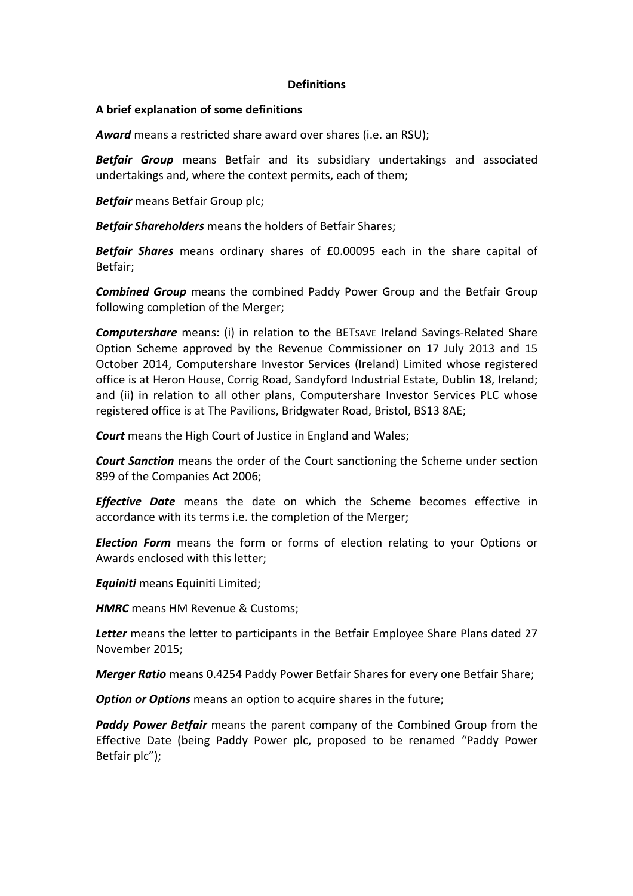## Definitions

### A brief explanation of some definitions

***Award*** means a restricted share award over shares (i.e. an RSU);

***Betfair Group*** means Betfair and its subsidiary undertakings and associated undertakings and, where the context permits, each of them;

***Betfair*** means Betfair Group plc;

***Betfair Shareholders*** means the holders of Betfair Shares;

***Betfair Shares*** means ordinary shares of £0.00095 each in the share capital of Betfair;

***Combined Group*** means the combined Paddy Power Group and the Betfair Group following completion of the Merger;

***Computershare*** means: (i) in relation to the BETSAVE Ireland Savings-Related Share Option Scheme approved by the Revenue Commissioner on 17 July 2013 and 15 October 2014, Computershare Investor Services (Ireland) Limited whose registered office is at Heron House, Corrig Road, Sandyford Industrial Estate, Dublin 18, Ireland; and (ii) in relation to all other plans, Computershare Investor Services PLC whose registered office is at The Pavilions, Bridgwater Road, Bristol, BS13 8AE;

***Court*** means the High Court of Justice in England and Wales;

***Court Sanction*** means the order of the Court sanctioning the Scheme under section 899 of the Companies Act 2006;

***Effective Date*** means the date on which the Scheme becomes effective in accordance with its terms i.e. the completion of the Merger;

***Election Form*** means the form or forms of election relating to your Options or Awards enclosed with this letter;

***Equiniti*** means Equiniti Limited;

***HMRC*** means HM Revenue & Customs;

***Letter*** means the letter to participants in the Betfair Employee Share Plans dated 27 November 2015;

***Merger Ratio*** means 0.4254 Paddy Power Betfair Shares for every one Betfair Share;

***Option or Options*** means an option to acquire shares in the future;

***Paddy Power Betfair*** means the parent company of the Combined Group from the Effective Date (being Paddy Power plc, proposed to be renamed "Paddy Power Betfair plc");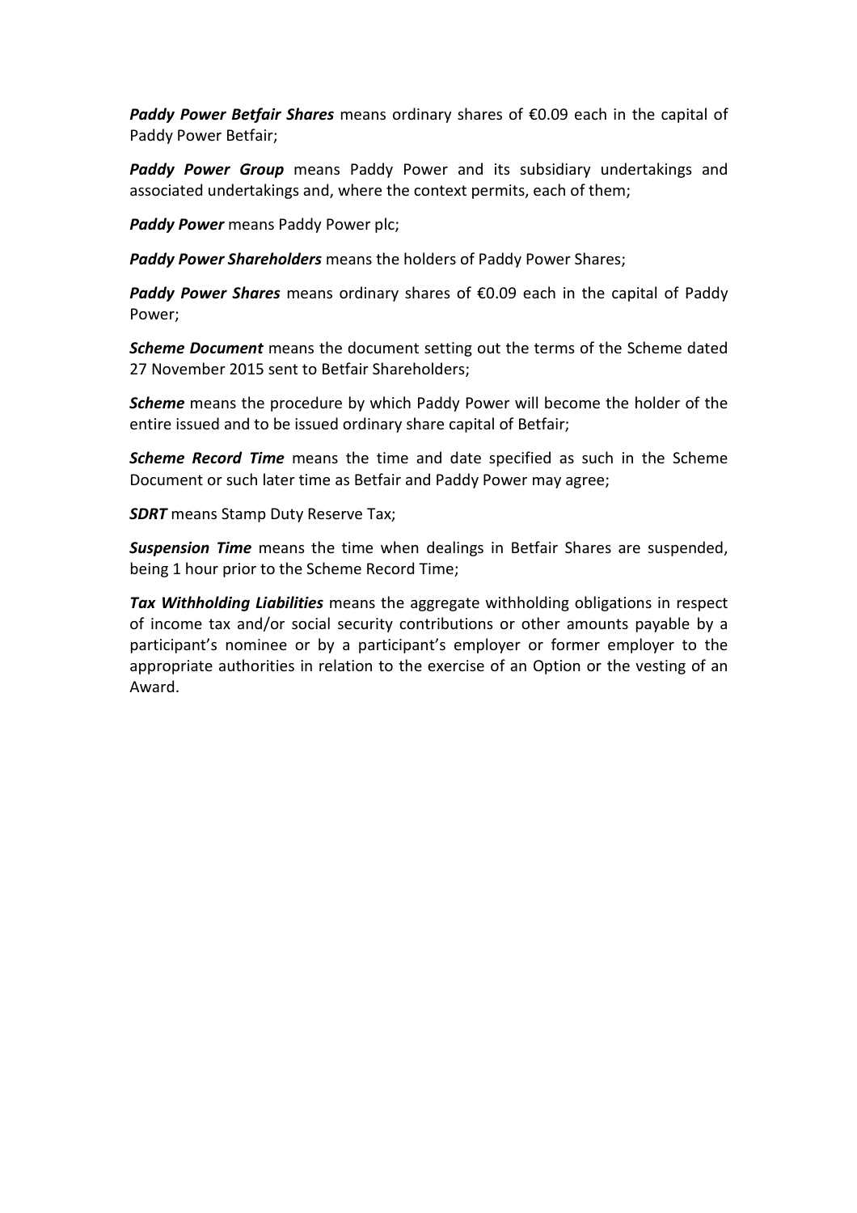***Paddy Power Betfair Shares*** means ordinary shares of €0.09 each in the capital of Paddy Power Betfair;

***Paddy Power Group*** means Paddy Power and its subsidiary undertakings and associated undertakings and, where the context permits, each of them;

***Paddy Power*** means Paddy Power plc;

***Paddy Power Shareholders*** means the holders of Paddy Power Shares;

***Paddy Power Shares*** means ordinary shares of €0.09 each in the capital of Paddy Power;

***Scheme Document*** means the document setting out the terms of the Scheme dated 27 November 2015 sent to Betfair Shareholders;

***Scheme*** means the procedure by which Paddy Power will become the holder of the entire issued and to be issued ordinary share capital of Betfair;

***Scheme Record Time*** means the time and date specified as such in the Scheme Document or such later time as Betfair and Paddy Power may agree;

***SDRT*** means Stamp Duty Reserve Tax;

***Suspension Time*** means the time when dealings in Betfair Shares are suspended, being 1 hour prior to the Scheme Record Time;

***Tax Withholding Liabilities*** means the aggregate withholding obligations in respect of income tax and/or social security contributions or other amounts payable by a participant's nominee or by a participant's employer or former employer to the appropriate authorities in relation to the exercise of an Option or the vesting of an Award.